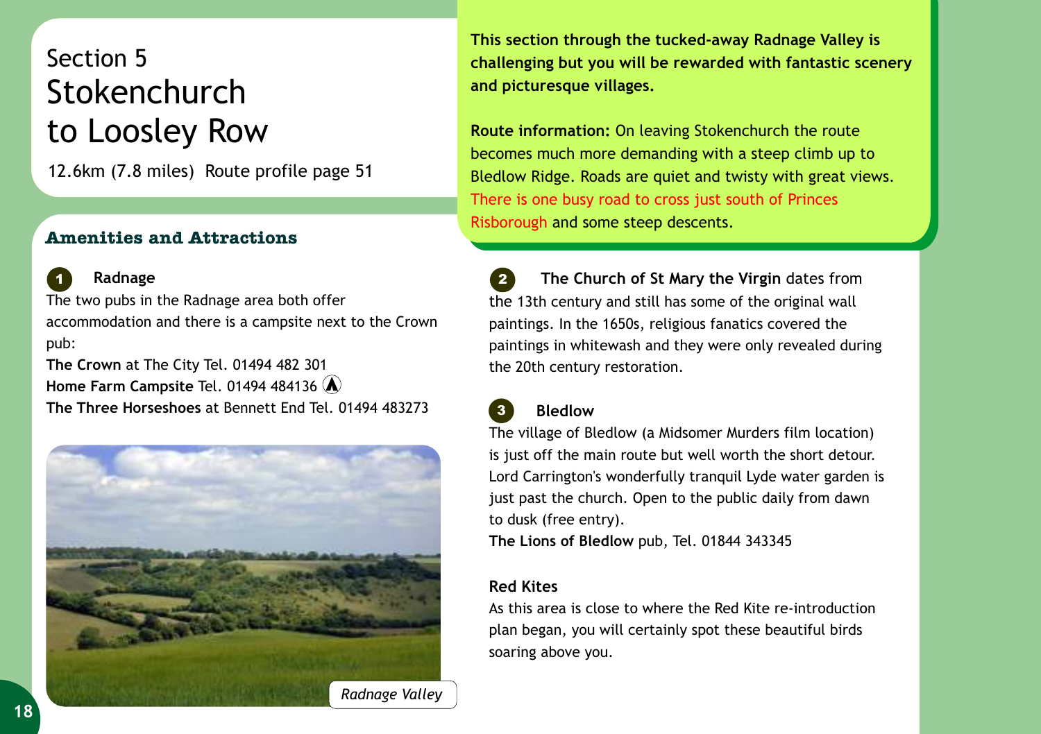# Section 5
# Stokenchurch to Loosley Row

12.6km (7.8 miles)  Route profile page 51

**This section through the tucked-away Radnage Valley is challenging but you will be rewarded with fantastic scenery and picturesque villages.**

**Route information:** On leaving Stokenchurch the route becomes much more demanding with a steep climb up to Bledlow Ridge. Roads are quiet and twisty with great views. There is one busy road to cross just south of Princes Risborough and some steep descents.

## Amenities and Attractions

**1 Radnage**

The two pubs in the Radnage area both offer accommodation and there is a campsite next to the Crown pub:

**The Crown** at The City Tel. 01494 482 301
**Home Farm Campsite** Tel. 01494 484136
**The Three Horseshoes** at Bennett End Tel. 01494 483273

*Radnage Valley*

**2** **The Church of St Mary the Virgin** dates from the 13th century and still has some of the original wall paintings. In the 1650s, religious fanatics covered the paintings in whitewash and they were only revealed during the 20th century restoration.

**3 Bledlow**

The village of Bledlow (a Midsomer Murders film location) is just off the main route but well worth the short detour. Lord Carrington's wonderfully tranquil Lyde water garden is just past the church. Open to the public daily from dawn to dusk (free entry).
**The Lions of Bledlow** pub, Tel. 01844 343345

**Red Kites**

As this area is close to where the Red Kite re-introduction plan began, you will certainly spot these beautiful birds soaring above you.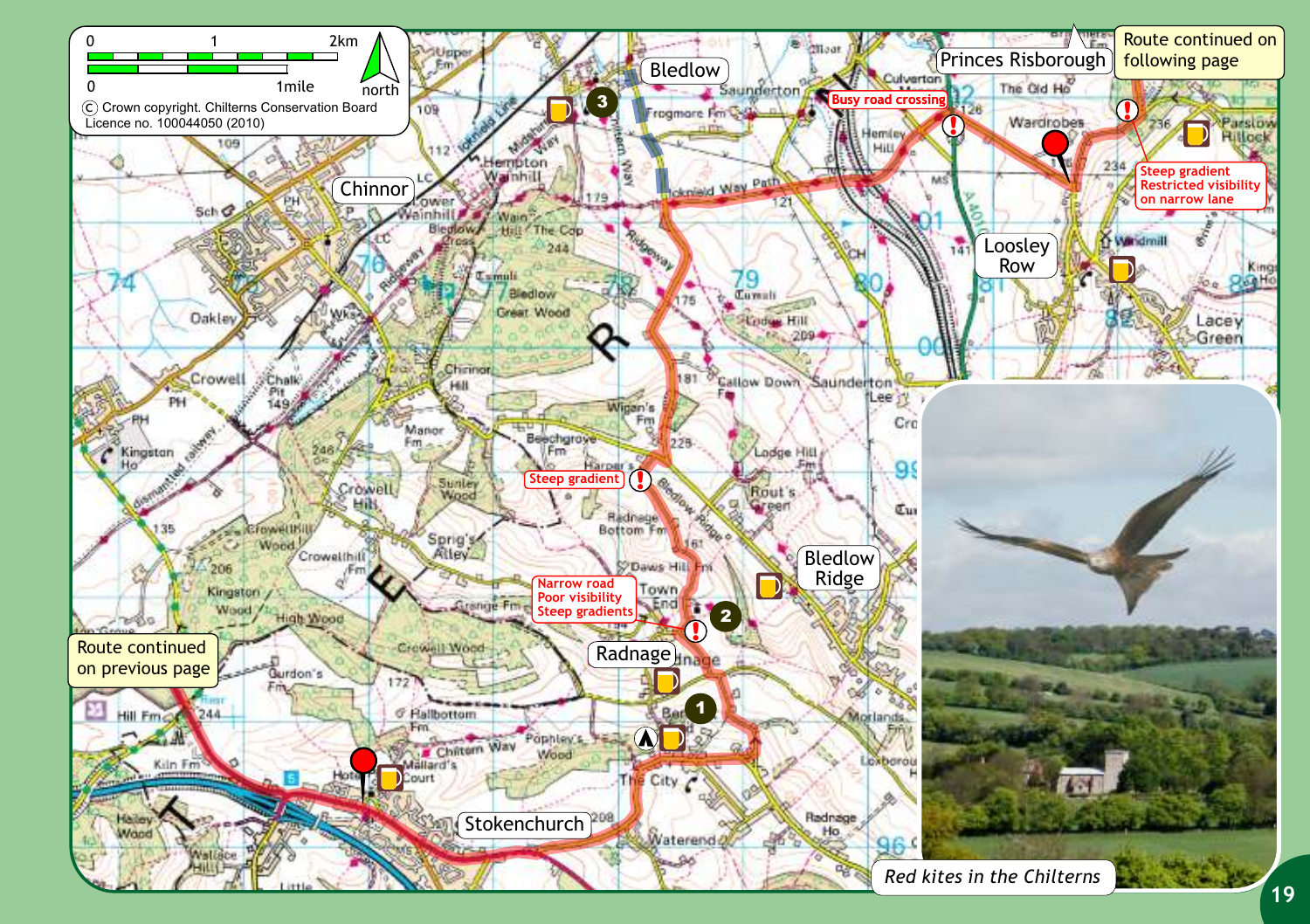0 1 2km

0 1mile

north

© Crown copyright. Chilterns Conservation Board Licence no. 100044050 (2010)

Bledlow

Princes Risborough

Route continued on following page

Busy road crossing

Chinnor

Steep gradient
Restricted visibility on narrow lane

Loosley Row

Steep gradient

Bledlow Ridge

Narrow road
Poor visibility
Steep gradients

Radnage

Route continued on previous page

Stokenchurch

*Red kites in the Chilterns*